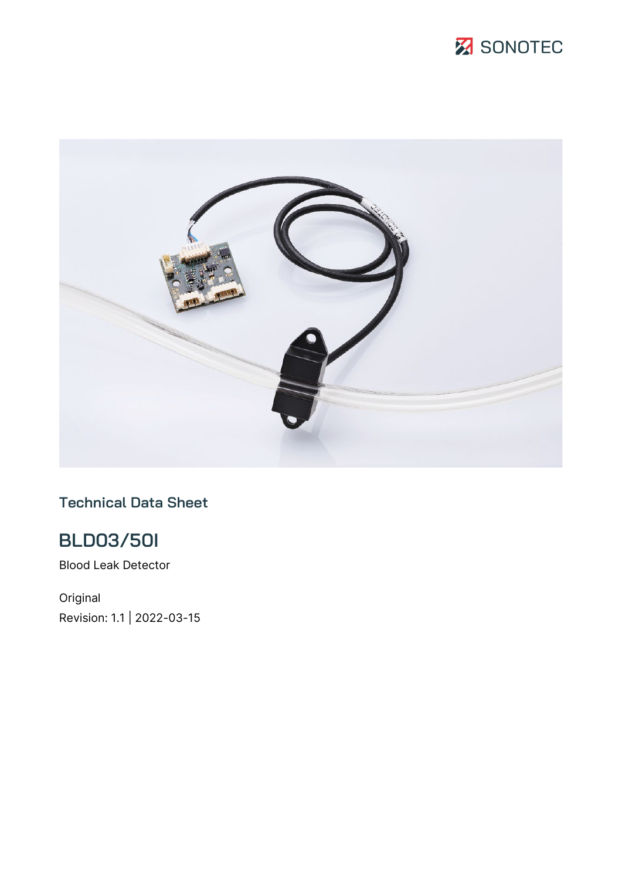SONOTEC

Technical Data Sheet

# BLD03/50I

Blood Leak Detector

Original

Revision: 1.1 | 2022-03-15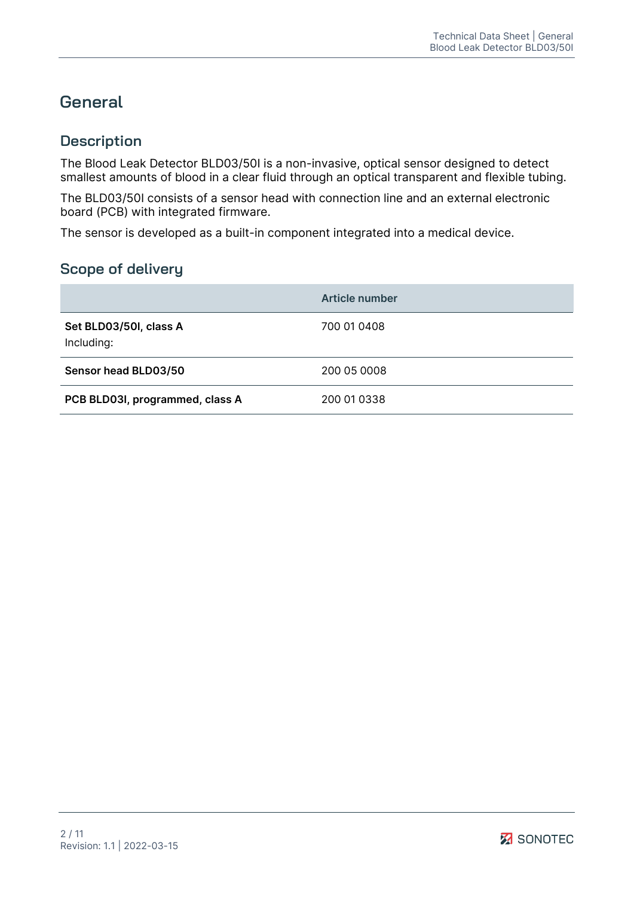# General

## Description

The Blood Leak Detector BLD03/50I is a non-invasive, optical sensor designed to detect smallest amounts of blood in a clear fluid through an optical transparent and flexible tubing.

The BLD03/50I consists of a sensor head with connection line and an external electronic board (PCB) with integrated firmware.

The sensor is developed as a built-in component integrated into a medical device.

## Scope of delivery

| | Article number |
|---|---|
| **Set BLD03/50I, class A**<br>Including: | 700 01 0408 |
| **Sensor head BLD03/50** | 200 05 0008 |
| **PCB BLD03I, programmed, class A** | 200 01 0338 |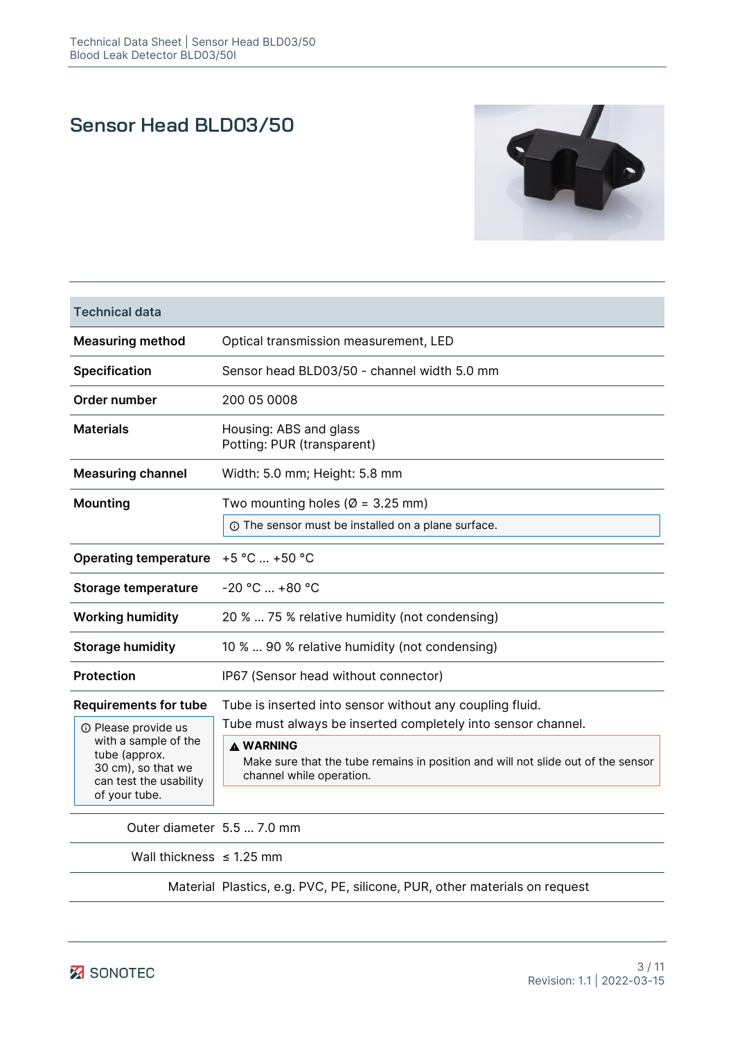# Sensor Head BLD03/50

| Technical data | |
|---|---|
| **Measuring method** | Optical transmission measurement, LED |
| **Specification** | Sensor head BLD03/50 - channel width 5.0 mm |
| **Order number** | 200 05 0008 |
| **Materials** | Housing: ABS and glass<br>Potting: PUR (transparent) |
| **Measuring channel** | Width: 5.0 mm; Height: 5.8 mm |
| **Mounting** | Two mounting holes (Ø = 3.25 mm)<br>ⓘ The sensor must be installed on a plane surface. |
| **Operating temperature** | +5 °C ... +50 °C |
| **Storage temperature** | -20 °C ... +80 °C |
| **Working humidity** | 20 % ... 75 % relative humidity (not condensing) |
| **Storage humidity** | 10 % ... 90 % relative humidity (not condensing) |
| **Protection** | IP67 (Sensor head without connector) |
| **Requirements for tube**<br>ⓘ Please provide us with a sample of the tube (approx. 30 cm), so that we can test the usability of your tube. | Tube is inserted into sensor without any coupling fluid.<br>Tube must always be inserted completely into sensor channel.<br>**⚠ WARNING**<br>Make sure that the tube remains in position and will not slide out of the sensor channel while operation. |
| Outer diameter | 5.5 ... 7.0 mm |
| Wall thickness | ≤ 1.25 mm |
| Material | Plastics, e.g. PVC, PE, silicone, PUR, other materials on request |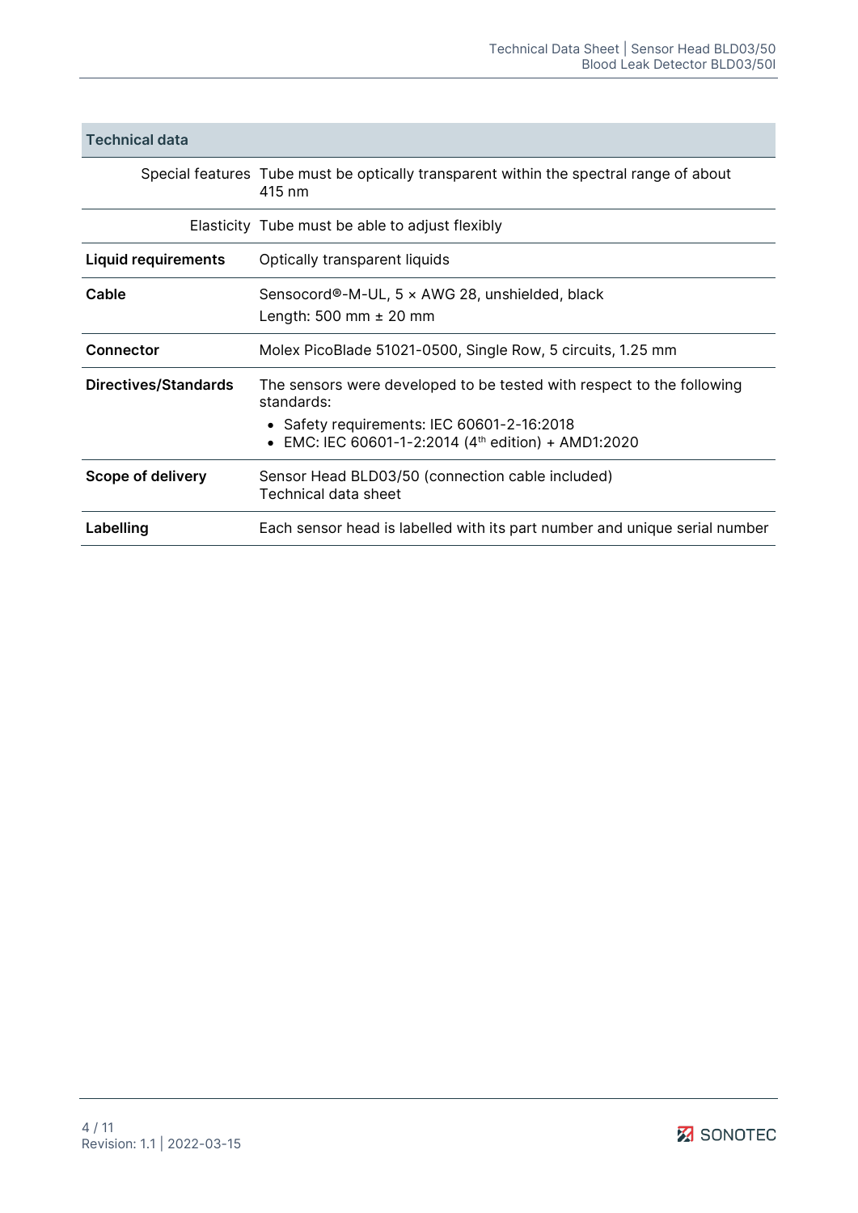| Technical data | |
|---|---|
| Special features | Tube must be optically transparent within the spectral range of about 415 nm |
| Elasticity | Tube must be able to adjust flexibly |
| **Liquid requirements** | Optically transparent liquids |
| **Cable** | Sensocord®-M-UL, 5 × AWG 28, unshielded, black<br>Length: 500 mm ± 20 mm |
| **Connector** | Molex PicoBlade 51021-0500, Single Row, 5 circuits, 1.25 mm |
| **Directives/Standards** | The sensors were developed to be tested with respect to the following standards:<br>• Safety requirements: IEC 60601-2-16:2018<br>• EMC: IEC 60601-1-2:2014 (4th edition) + AMD1:2020 |
| **Scope of delivery** | Sensor Head BLD03/50 (connection cable included)<br>Technical data sheet |
| **Labelling** | Each sensor head is labelled with its part number and unique serial number |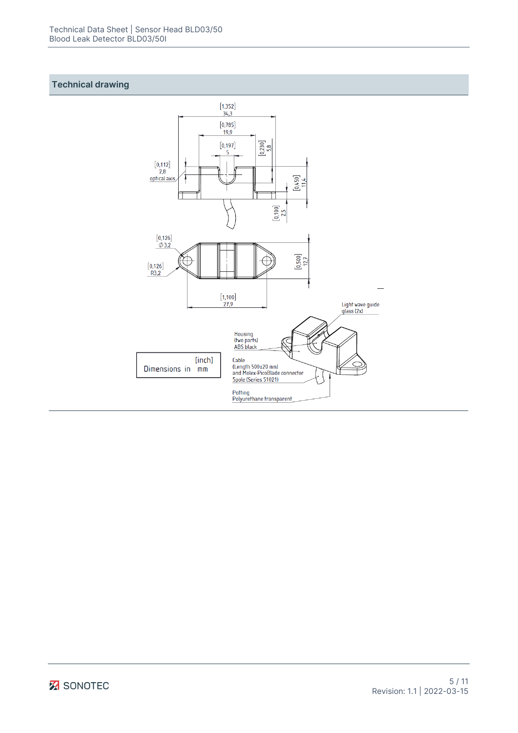## Technical drawing

[1,352]
34,3

[0,785]
19,9

[0,197]
5

[0,230]
5,8

[0,112]
2,8
optical axis

[0,450]
11,4

[0,100]
2,5

[0,126]
∅3,2

[0,126]
R3,2

[0,500]
12,7

[1,100]
27,9

Light wave guide
glass (2x)

Housing
(two parts)
ABS black

Cable
(Length 500±20 mm)
and Molex-PicoBlade connector
5pole (Series 51021)

Potting
Polyurethane transparent

Dimensions in [inch] mm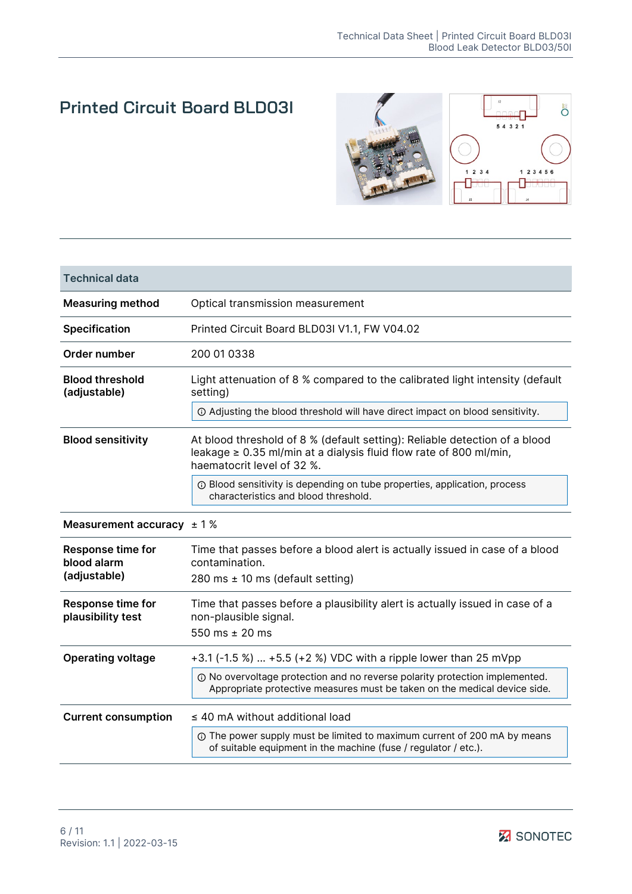# Printed Circuit Board BLD03I

| Technical data | |
|---|---|
| **Measuring method** | Optical transmission measurement |
| **Specification** | Printed Circuit Board BLD03I V1.1, FW V04.02 |
| **Order number** | 200 01 0338 |
| **Blood threshold (adjustable)** | Light attenuation of 8 % compared to the calibrated light intensity (default setting)<br>ⓘ Adjusting the blood threshold will have direct impact on blood sensitivity. |
| **Blood sensitivity** | At blood threshold of 8 % (default setting): Reliable detection of a blood leakage ≥ 0.35 ml/min at a dialysis fluid flow rate of 800 ml/min, haematocrit level of 32 %.<br>ⓘ Blood sensitivity is depending on tube properties, application, process characteristics and blood threshold. |
| **Measurement accuracy** | ± 1 % |
| **Response time for blood alarm (adjustable)** | Time that passes before a blood alert is actually issued in case of a blood contamination.<br>280 ms ± 10 ms (default setting) |
| **Response time for plausibility test** | Time that passes before a plausibility alert is actually issued in case of a non-plausible signal.<br>550 ms ± 20 ms |
| **Operating voltage** | +3.1 (-1.5 %) ... +5.5 (+2 %) VDC with a ripple lower than 25 mVpp<br>ⓘ No overvoltage protection and no reverse polarity protection implemented. Appropriate protective measures must be taken on the medical device side. |
| **Current consumption** | ≤ 40 mA without additional load<br>ⓘ The power supply must be limited to maximum current of 200 mA by means of suitable equipment in the machine (fuse / regulator / etc.). |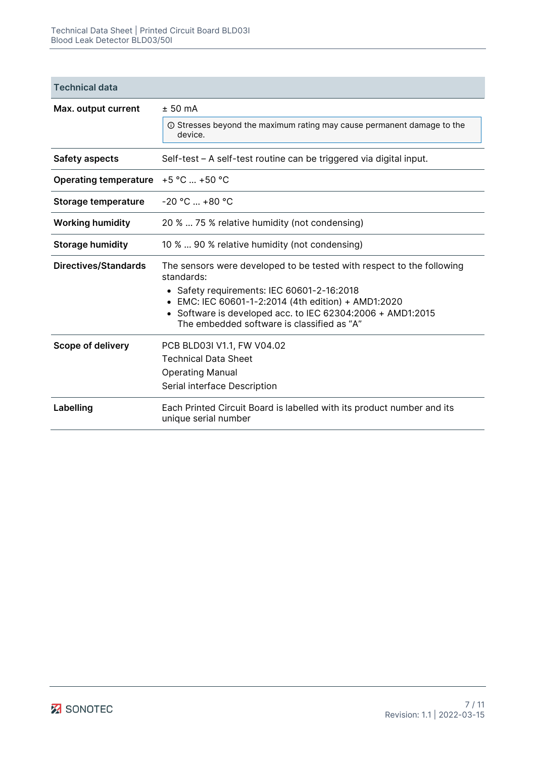| Technical data | |
|---|---|
| **Max. output current** | ± 50 mA<br>ⓘ Stresses beyond the maximum rating may cause permanent damage to the device. |
| **Safety aspects** | Self-test – A self-test routine can be triggered via digital input. |
| **Operating temperature** | +5 °C ... +50 °C |
| **Storage temperature** | -20 °C ... +80 °C |
| **Working humidity** | 20 % ... 75 % relative humidity (not condensing) |
| **Storage humidity** | 10 % ... 90 % relative humidity (not condensing) |
| **Directives/Standards** | The sensors were developed to be tested with respect to the following standards:<br>• Safety requirements: IEC 60601-2-16:2018<br>• EMC: IEC 60601-1-2:2014 (4th edition) + AMD1:2020<br>• Software is developed acc. to IEC 62304:2006 + AMD1:2015 The embedded software is classified as “A” |
| **Scope of delivery** | PCB BLD03I V1.1, FW V04.02<br>Technical Data Sheet<br>Operating Manual<br>Serial interface Description |
| **Labelling** | Each Printed Circuit Board is labelled with its product number and its unique serial number |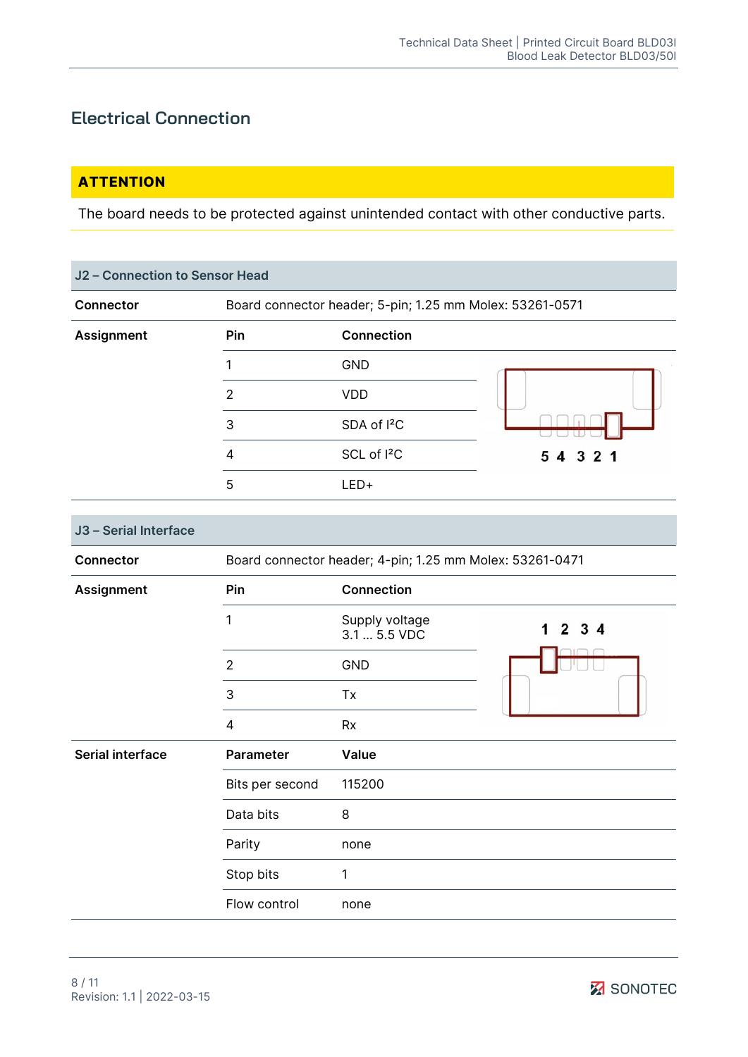## Electrical Connection

**ATTENTION**

The board needs to be protected against unintended contact with other conductive parts.

| J2 – Connection to Sensor Head | | |
|---|---|---|
| **Connector** | Board connector header; 5-pin; 1.25 mm Molex: 53261-0571 | |
| **Assignment** | **Pin** | **Connection** |
| | 1 | GND |
| | 2 | VDD |
| | 3 | SDA of I²C |
| | 4 | SCL of I²C |
| | 5 | LED+ |

| J3 – Serial Interface | | |
|---|---|---|
| **Connector** | Board connector header; 4-pin; 1.25 mm Molex: 53261-0471 | |
| **Assignment** | **Pin** | **Connection** |
| | 1 | Supply voltage 3.1 ... 5.5 VDC |
| | 2 | GND |
| | 3 | Tx |
| | 4 | Rx |
| **Serial interface** | **Parameter** | **Value** |
| | Bits per second | 115200 |
| | Data bits | 8 |
| | Parity | none |
| | Stop bits | 1 |
| | Flow control | none |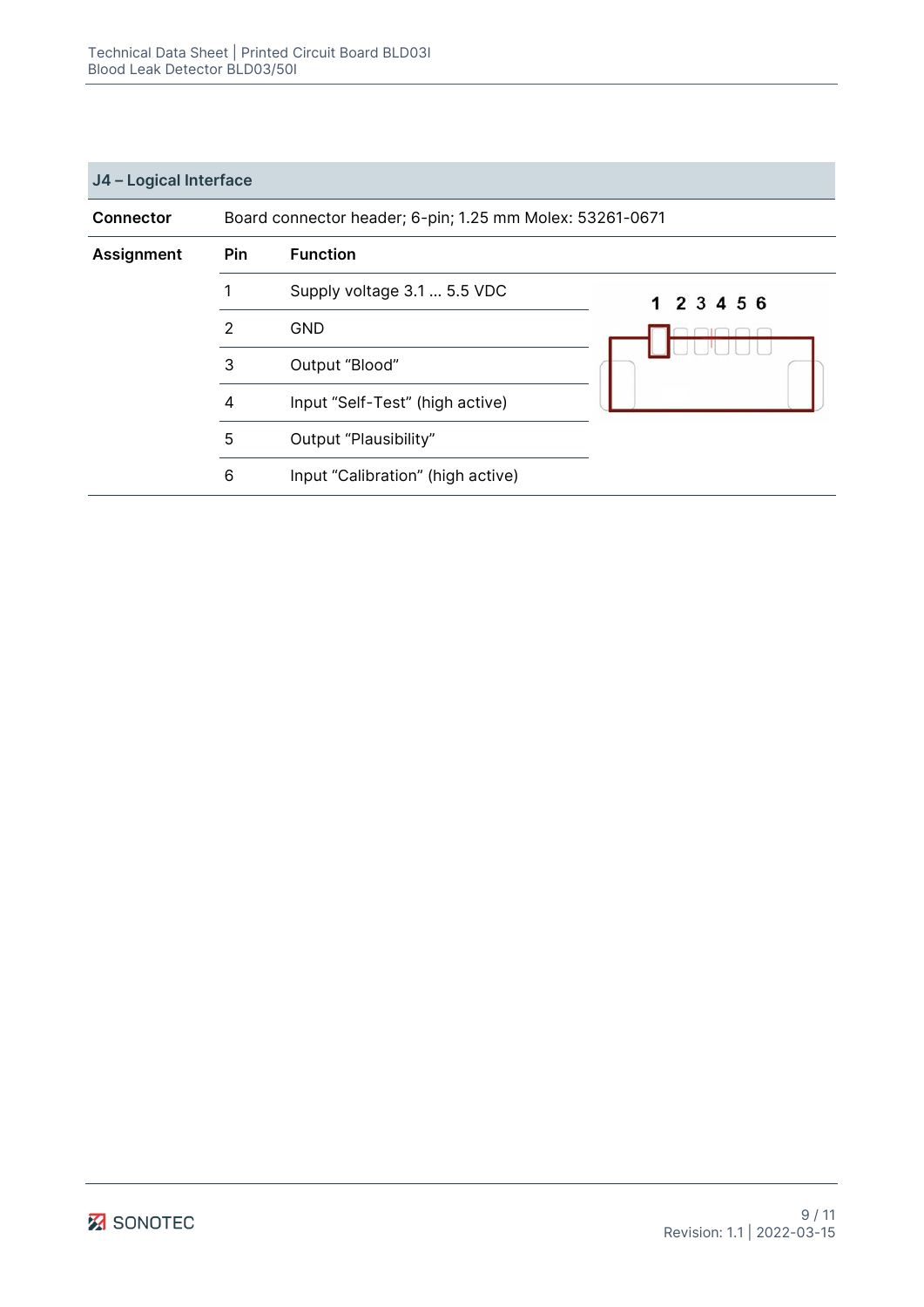| J4 – Logical Interface | | |
| --- | --- | --- |
| **Connector** | Board connector header; 6-pin; 1.25 mm Molex: 53261-0671 | |
| **Assignment** | **Pin** | **Function** |
| | 1 | Supply voltage 3.1 ... 5.5 VDC |
| | 2 | GND |
| | 3 | Output “Blood” |
| | 4 | Input “Self-Test” (high active) |
| | 5 | Output “Plausibility” |
| | 6 | Input “Calibration” (high active) |

1 2 3 4 5 6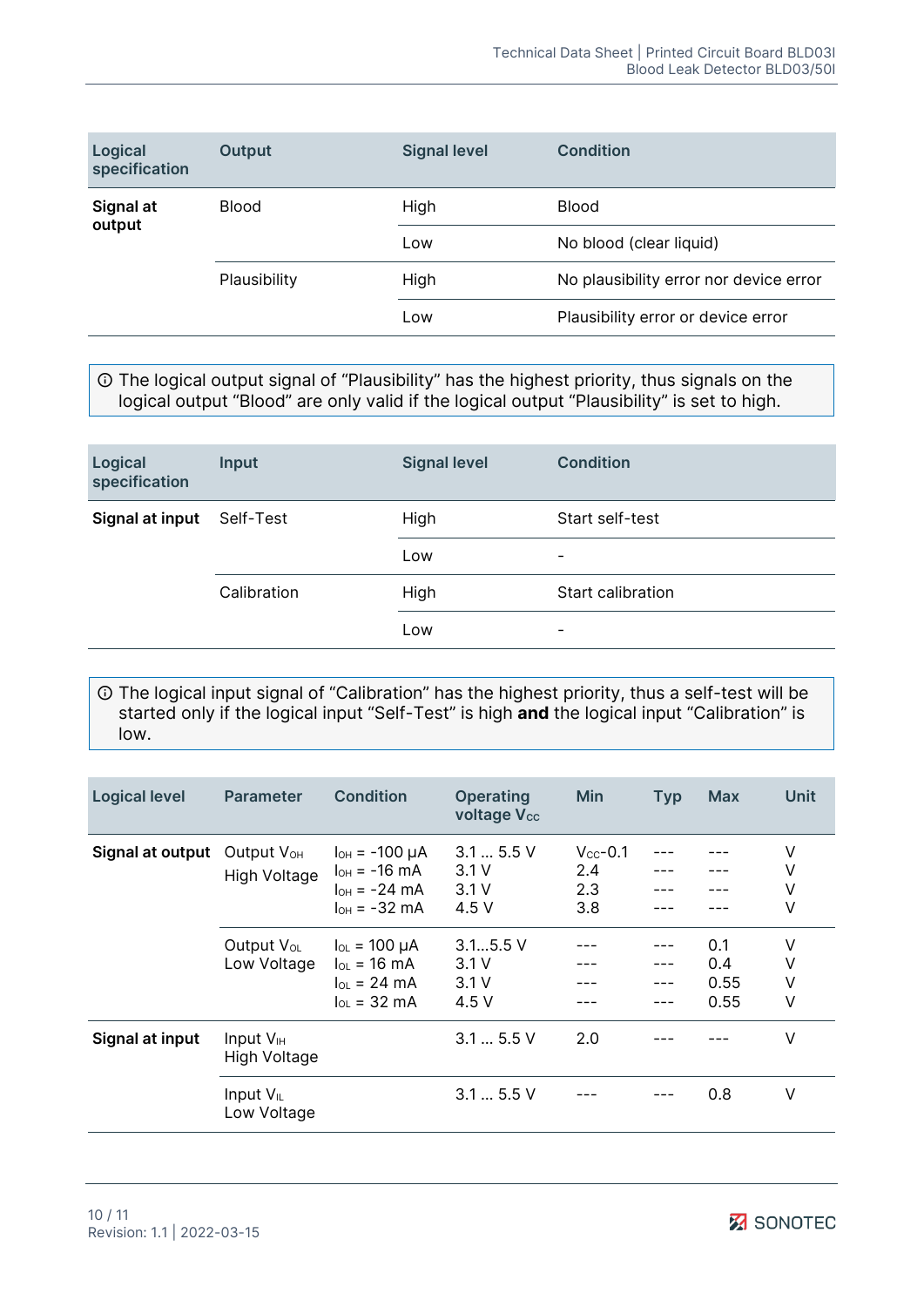| Logical specification | Output | Signal level | Condition |
|---|---|---|---|
| **Signal at output** | Blood | High | Blood |
| | | Low | No blood (clear liquid) |
| | Plausibility | High | No plausibility error nor device error |
| | | Low | Plausibility error or device error |

ⓘ The logical output signal of “Plausibility” has the highest priority, thus signals on the logical output “Blood” are only valid if the logical output “Plausibility” is set to high.

| Logical specification | Input | Signal level | Condition |
|---|---|---|---|
| **Signal at input** | Self-Test | High | Start self-test |
| | | Low | - |
| | Calibration | High | Start calibration |
| | | Low | - |

ⓘ The logical input signal of “Calibration” has the highest priority, thus a self-test will be started only if the logical input “Self-Test” is high **and** the logical input “Calibration” is low.

| Logical level | Parameter | Condition | Operating voltage $V_{CC}$ | Min | Typ | Max | Unit |
|---|---|---|---|---|---|---|---|
| **Signal at output** | Output $V_{OH}$ High Voltage | $I_{OH}$ = -100 µA<br>$I_{OH}$ = -16 mA<br>$I_{OH}$ = -24 mA<br>$I_{OH}$ = -32 mA | 3.1 ... 5.5 V<br>3.1 V<br>3.1 V<br>4.5 V | $V_{CC}$-0.1<br>2.4<br>2.3<br>3.8 | ---<br>---<br>---<br>--- | ---<br>---<br>---<br>--- | V<br>V<br>V<br>V |
| | Output $V_{OL}$ Low Voltage | $I_{OL}$ = 100 µA<br>$I_{OL}$ = 16 mA<br>$I_{OL}$ = 24 mA<br>$I_{OL}$ = 32 mA | 3.1...5.5 V<br>3.1 V<br>3.1 V<br>4.5 V | ---<br>---<br>---<br>--- | ---<br>---<br>---<br>--- | 0.1<br>0.4<br>0.55<br>0.55 | V<br>V<br>V<br>V |
| **Signal at input** | Input $V_{IH}$ High Voltage | | 3.1 ... 5.5 V | 2.0 | --- | --- | V |
| | Input $V_{IL}$ Low Voltage | | 3.1 ... 5.5 V | --- | --- | 0.8 | V |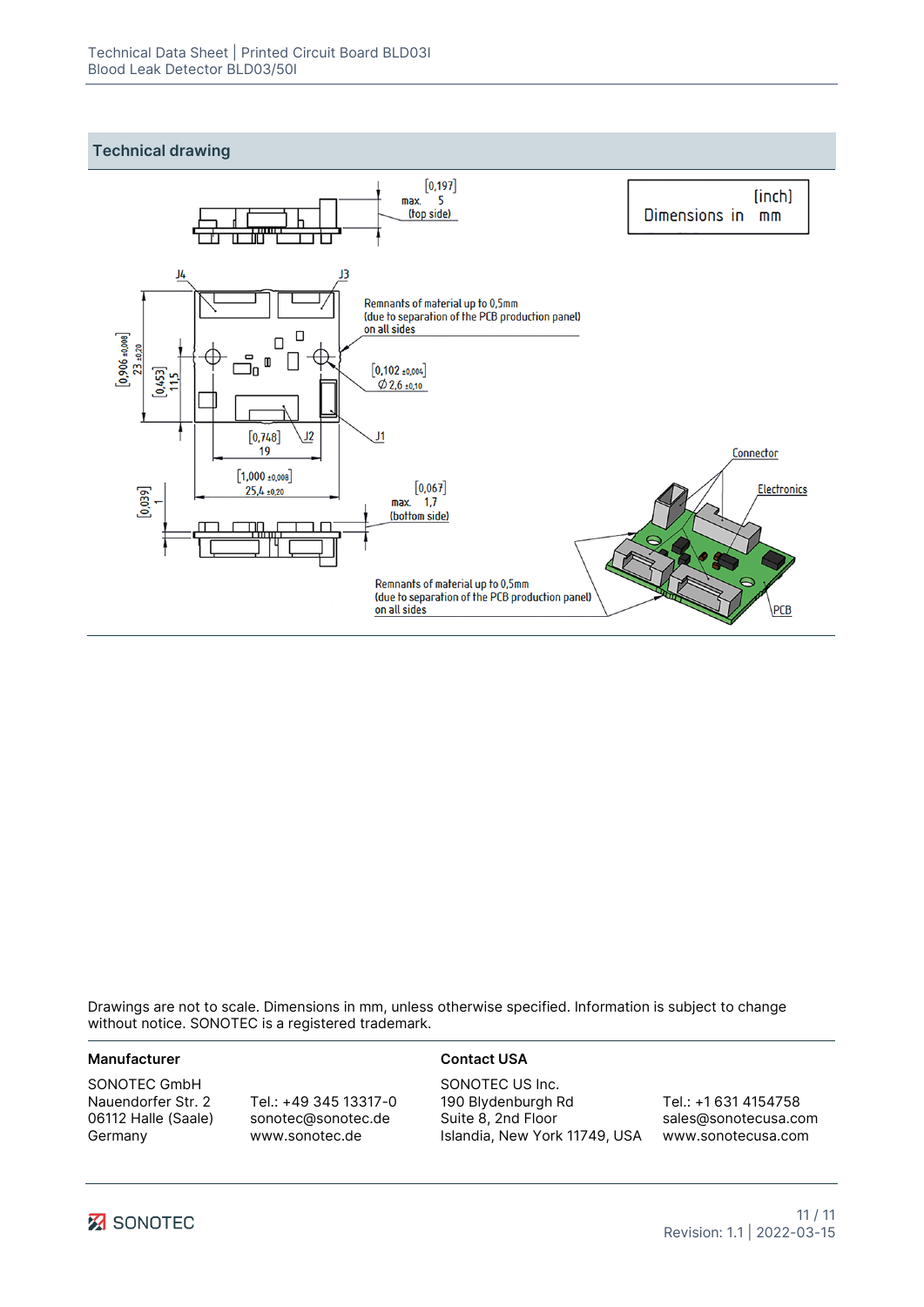## Technical drawing

Dimensions in [inch] mm

[0,197] max. 5 (top side)

J4

J3

Remnants of material up to 0,5mm (due to separation of the PCB production panel) on all sides

[0,906 ±0,008] 23 ±0,20

[0,453] 11,5

[0,102 ±0,004] ∅ 2,6 ±0,10

[0,748] 19

J2

J1

[1,000 ±0,008] 25,4 ±0,20

[0,039] 1

[0,067] max. 1,7 (bottom side)

Remnants of material up to 0,5mm (due to separation of the PCB production panel) on all sides

Connector

Electronics

PCB

Drawings are not to scale. Dimensions in mm, unless otherwise specified. Information is subject to change without notice. SONOTEC is a registered trademark.

**Manufacturer**

SONOTEC GmbH
Nauendorfer Str. 2
06112 Halle (Saale)
Germany

Tel.: +49 345 13317-0
sonotec@sonotec.de
www.sonotec.de

**Contact USA**

SONOTEC US Inc.
190 Blydenburgh Rd
Suite 8, 2nd Floor
Islandia, New York 11749, USA

Tel.: +1 631 4154758
sales@sonotecusa.com
www.sonotecusa.com

Revision: 1.1 | 2022-03-15